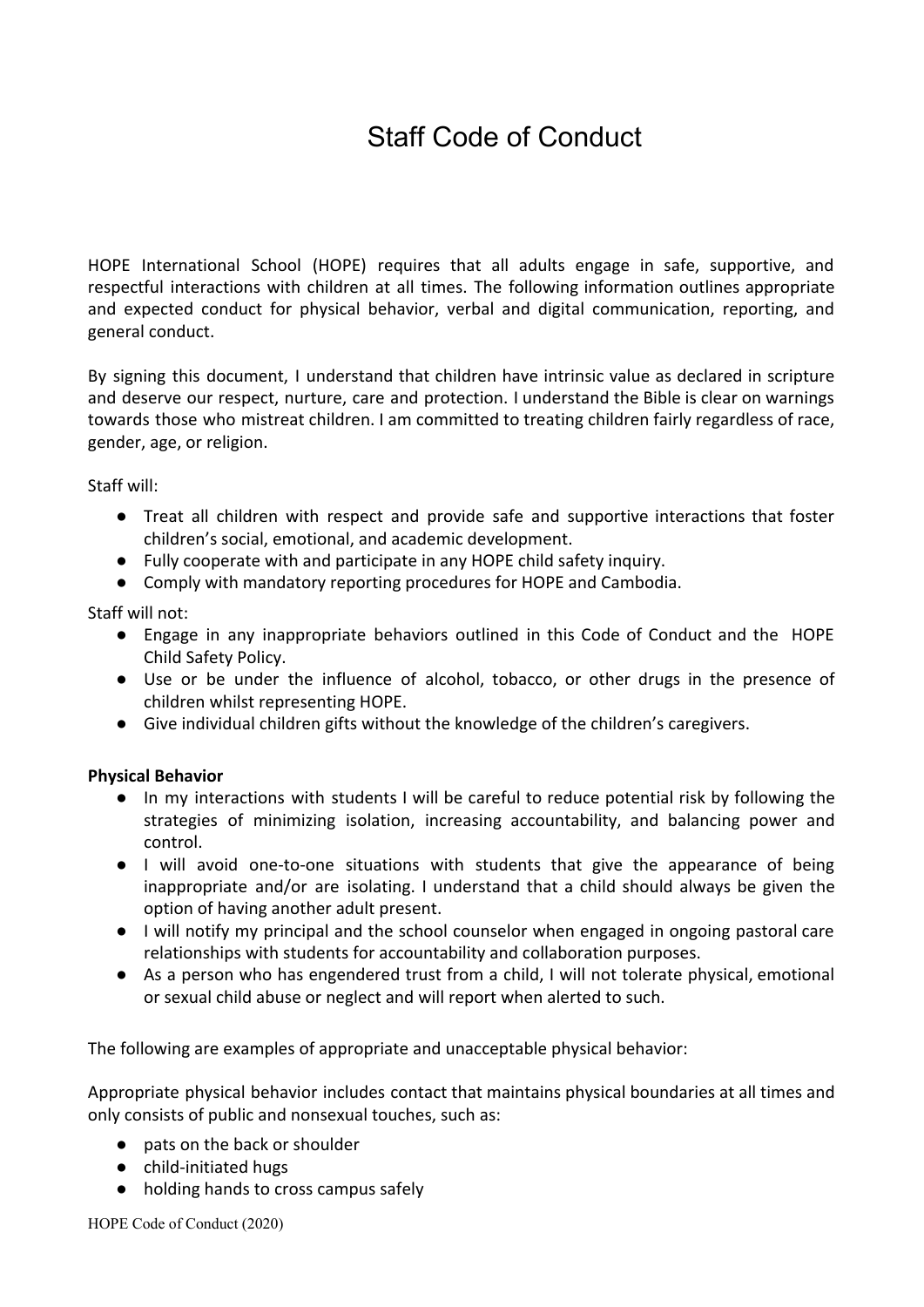# Staff Code of Conduct

HOPE International School (HOPE) requires that all adults engage in safe, supportive, and respectful interactions with children at all times. The following information outlines appropriate and expected conduct for physical behavior, verbal and digital communication, reporting, and general conduct.

By signing this document, I understand that children have intrinsic value as declared in scripture and deserve our respect, nurture, care and protection. I understand the Bible is clear on warnings towards those who mistreat children. I am committed to treating children fairly regardless of race, gender, age, or religion.

Staff will:

- Treat all children with respect and provide safe and supportive interactions that foster children's social, emotional, and academic development.
- Fully cooperate with and participate in any HOPE child safety inquiry.
- Comply with mandatory reporting procedures for HOPE and Cambodia.

Staff will not:

- Engage in any inappropriate behaviors outlined in this Code of Conduct and the HOPE Child Safety Policy.
- Use or be under the influence of alcohol, tobacco, or other drugs in the presence of children whilst representing HOPE.
- Give individual children gifts without the knowledge of the children's caregivers.

**Physical Behavior**

- In my interactions with students I will be careful to reduce potential risk by following the strategies of minimizing isolation, increasing accountability, and balancing power and control.
- I will avoid one-to-one situations with students that give the appearance of being inappropriate and/or are isolating. I understand that a child should always be given the option of having another adult present.
- I will notify my principal and the school counselor when engaged in ongoing pastoral care relationships with students for accountability and collaboration purposes.
- As a person who has engendered trust from a child, I will not tolerate physical, emotional or sexual child abuse or neglect and will report when alerted to such.

The following are examples of appropriate and unacceptable physical behavior:

Appropriate physical behavior includes contact that maintains physical boundaries at all times and only consists of public and nonsexual touches, such as:

- pats on the back or shoulder
- child-initiated hugs
- holding hands to cross campus safely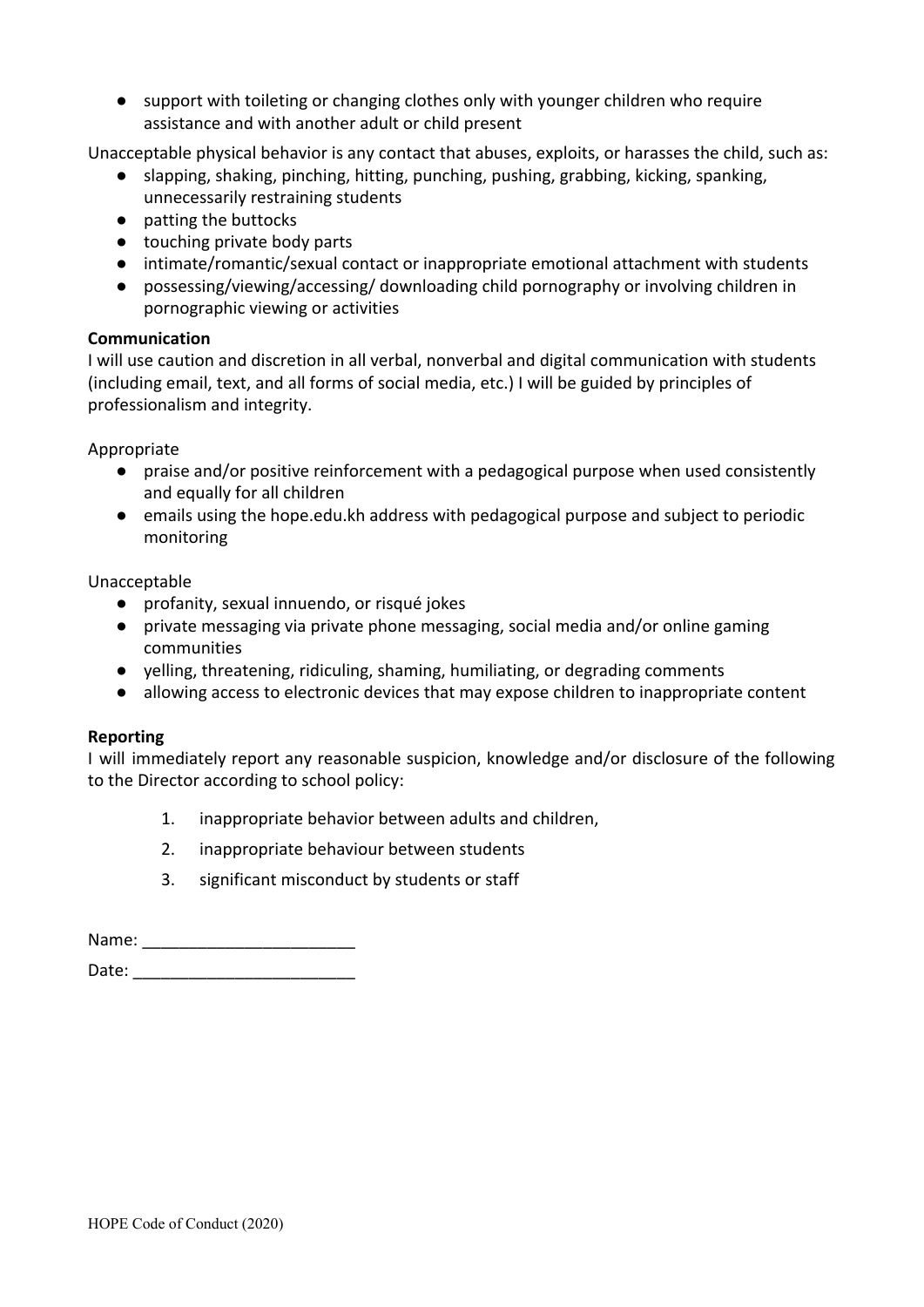- support with toileting or changing clothes only with younger children who require assistance and with another adult or child present

Unacceptable physical behavior is any contact that abuses, exploits, or harasses the child, such as:

- slapping, shaking, pinching, hitting, punching, pushing, grabbing, kicking, spanking, unnecessarily restraining students
- patting the buttocks
- touching private body parts
- intimate/romantic/sexual contact or inappropriate emotional attachment with students
- possessing/viewing/accessing/ downloading child pornography or involving children in pornographic viewing or activities

**Communication**

I will use caution and discretion in all verbal, nonverbal and digital communication with students (including email, text, and all forms of social media, etc.) I will be guided by principles of professionalism and integrity.

Appropriate

- praise and/or positive reinforcement with a pedagogical purpose when used consistently and equally for all children
- emails using the hope.edu.kh address with pedagogical purpose and subject to periodic monitoring

Unacceptable

- profanity, sexual innuendo, or risqué jokes
- private messaging via private phone messaging, social media and/or online gaming communities
- yelling, threatening, ridiculing, shaming, humiliating, or degrading comments
- allowing access to electronic devices that may expose children to inappropriate content

**Reporting**

I will immediately report any reasonable suspicion, knowledge and/or disclosure of the following to the Director according to school policy:

1. inappropriate behavior between adults and children,
2. inappropriate behaviour between students
3. significant misconduct by students or staff

Name: _______________________

Date: ________________________